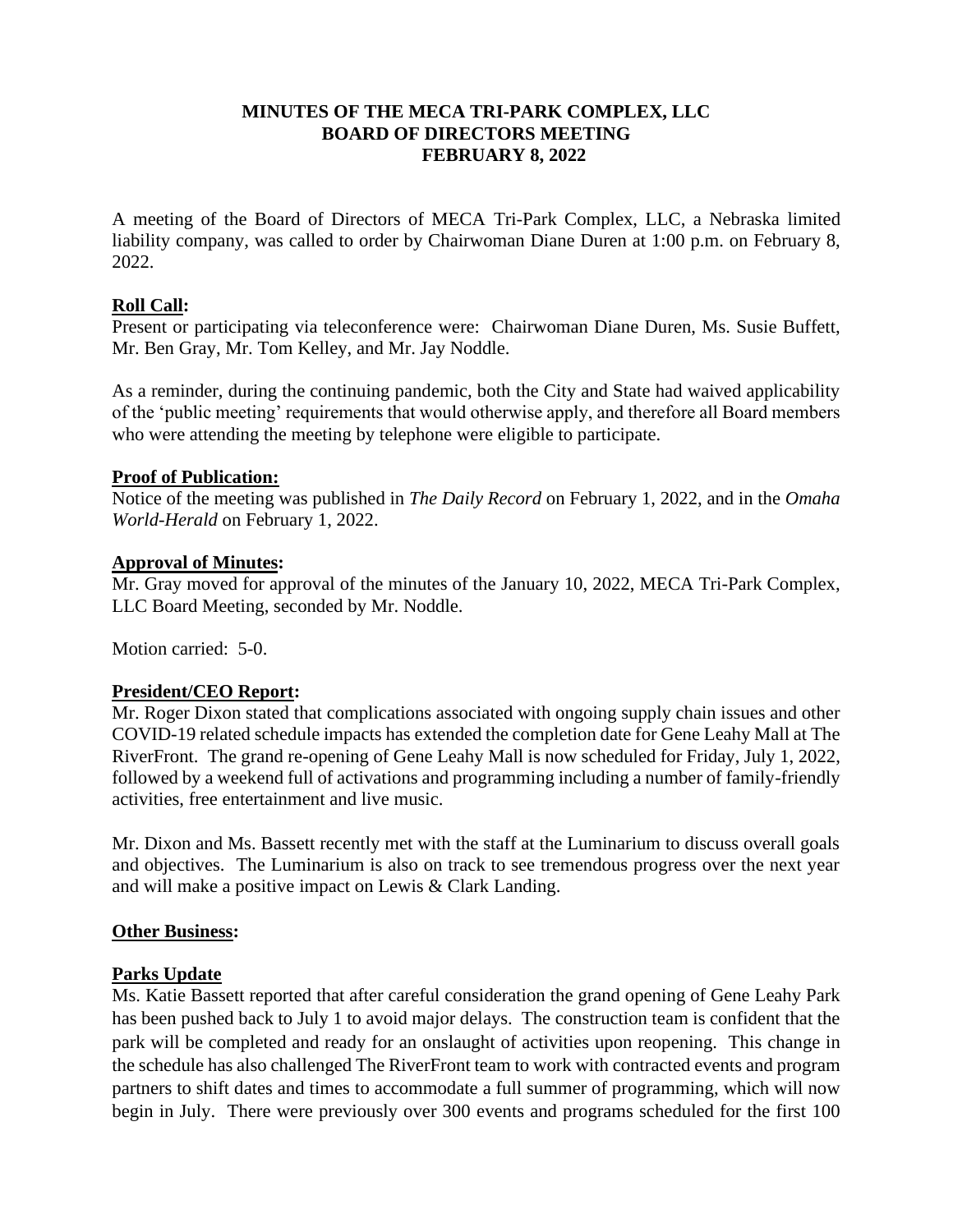**MINUTES OF THE MECA TRI-PARK COMPLEX, LLC**
**BOARD OF DIRECTORS MEETING**
**FEBRUARY 8, 2022**

A meeting of the Board of Directors of MECA Tri-Park Complex, LLC, a Nebraska limited liability company, was called to order by Chairwoman Diane Duren at 1:00 p.m. on February 8, 2022.

## **Roll Call:**

Present or participating via teleconference were: Chairwoman Diane Duren, Ms. Susie Buffett, Mr. Ben Gray, Mr. Tom Kelley, and Mr. Jay Noddle.

As a reminder, during the continuing pandemic, both the City and State had waived applicability of the 'public meeting' requirements that would otherwise apply, and therefore all Board members who were attending the meeting by telephone were eligible to participate.

## **Proof of Publication:**

Notice of the meeting was published in *The Daily Record* on February 1, 2022, and in the *Omaha World-Herald* on February 1, 2022.

## **Approval of Minutes:**

Mr. Gray moved for approval of the minutes of the January 10, 2022, MECA Tri-Park Complex, LLC Board Meeting, seconded by Mr. Noddle.

Motion carried: 5-0.

## **President/CEO Report:**

Mr. Roger Dixon stated that complications associated with ongoing supply chain issues and other COVID-19 related schedule impacts has extended the completion date for Gene Leahy Mall at The RiverFront. The grand re-opening of Gene Leahy Mall is now scheduled for Friday, July 1, 2022, followed by a weekend full of activations and programming including a number of family-friendly activities, free entertainment and live music.

Mr. Dixon and Ms. Bassett recently met with the staff at the Luminarium to discuss overall goals and objectives. The Luminarium is also on track to see tremendous progress over the next year and will make a positive impact on Lewis & Clark Landing.

## **Other Business:**

### **Parks Update**

Ms. Katie Bassett reported that after careful consideration the grand opening of Gene Leahy Park has been pushed back to July 1 to avoid major delays. The construction team is confident that the park will be completed and ready for an onslaught of activities upon reopening. This change in the schedule has also challenged The RiverFront team to work with contracted events and program partners to shift dates and times to accommodate a full summer of programming, which will now begin in July. There were previously over 300 events and programs scheduled for the first 100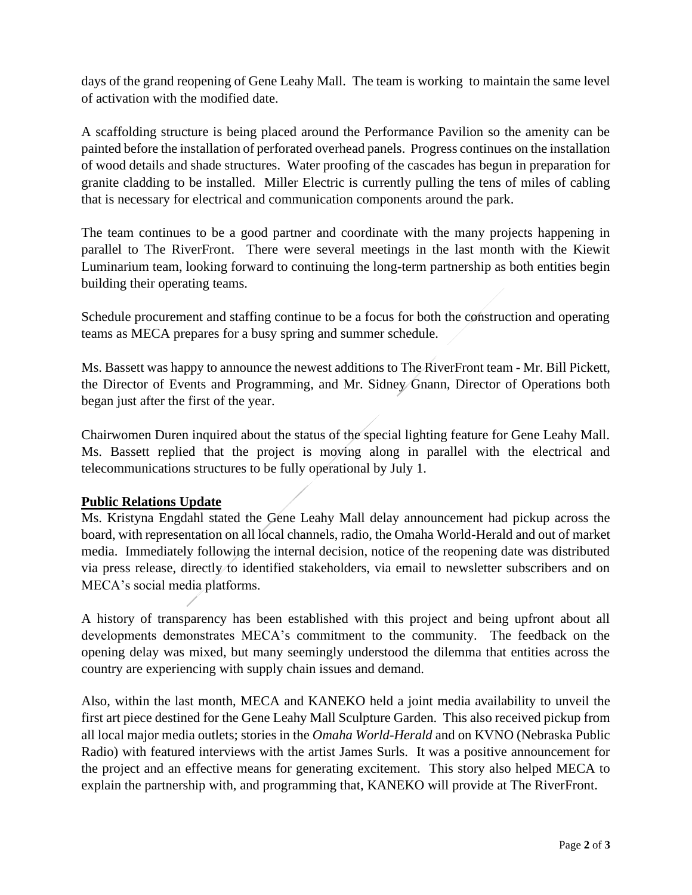days of the grand reopening of Gene Leahy Mall. The team is working to maintain the same level of activation with the modified date.

A scaffolding structure is being placed around the Performance Pavilion so the amenity can be painted before the installation of perforated overhead panels. Progress continues on the installation of wood details and shade structures. Water proofing of the cascades has begun in preparation for granite cladding to be installed. Miller Electric is currently pulling the tens of miles of cabling that is necessary for electrical and communication components around the park.

The team continues to be a good partner and coordinate with the many projects happening in parallel to The RiverFront. There were several meetings in the last month with the Kiewit Luminarium team, looking forward to continuing the long-term partnership as both entities begin building their operating teams.

Schedule procurement and staffing continue to be a focus for both the construction and operating teams as MECA prepares for a busy spring and summer schedule.

Ms. Bassett was happy to announce the newest additions to The RiverFront team - Mr. Bill Pickett, the Director of Events and Programming, and Mr. Sidney Gnann, Director of Operations both began just after the first of the year.

Chairwomen Duren inquired about the status of the special lighting feature for Gene Leahy Mall. Ms. Bassett replied that the project is moving along in parallel with the electrical and telecommunications structures to be fully operational by July 1.

**Public Relations Update**

Ms. Kristyna Engdahl stated the Gene Leahy Mall delay announcement had pickup across the board, with representation on all local channels, radio, the Omaha World-Herald and out of market media. Immediately following the internal decision, notice of the reopening date was distributed via press release, directly to identified stakeholders, via email to newsletter subscribers and on MECA's social media platforms.

A history of transparency has been established with this project and being upfront about all developments demonstrates MECA's commitment to the community. The feedback on the opening delay was mixed, but many seemingly understood the dilemma that entities across the country are experiencing with supply chain issues and demand.

Also, within the last month, MECA and KANEKO held a joint media availability to unveil the first art piece destined for the Gene Leahy Mall Sculpture Garden. This also received pickup from all local major media outlets; stories in the *Omaha World-Herald* and on KVNO (Nebraska Public Radio) with featured interviews with the artist James Surls. It was a positive announcement for the project and an effective means for generating excitement. This story also helped MECA to explain the partnership with, and programming that, KANEKO will provide at The RiverFront.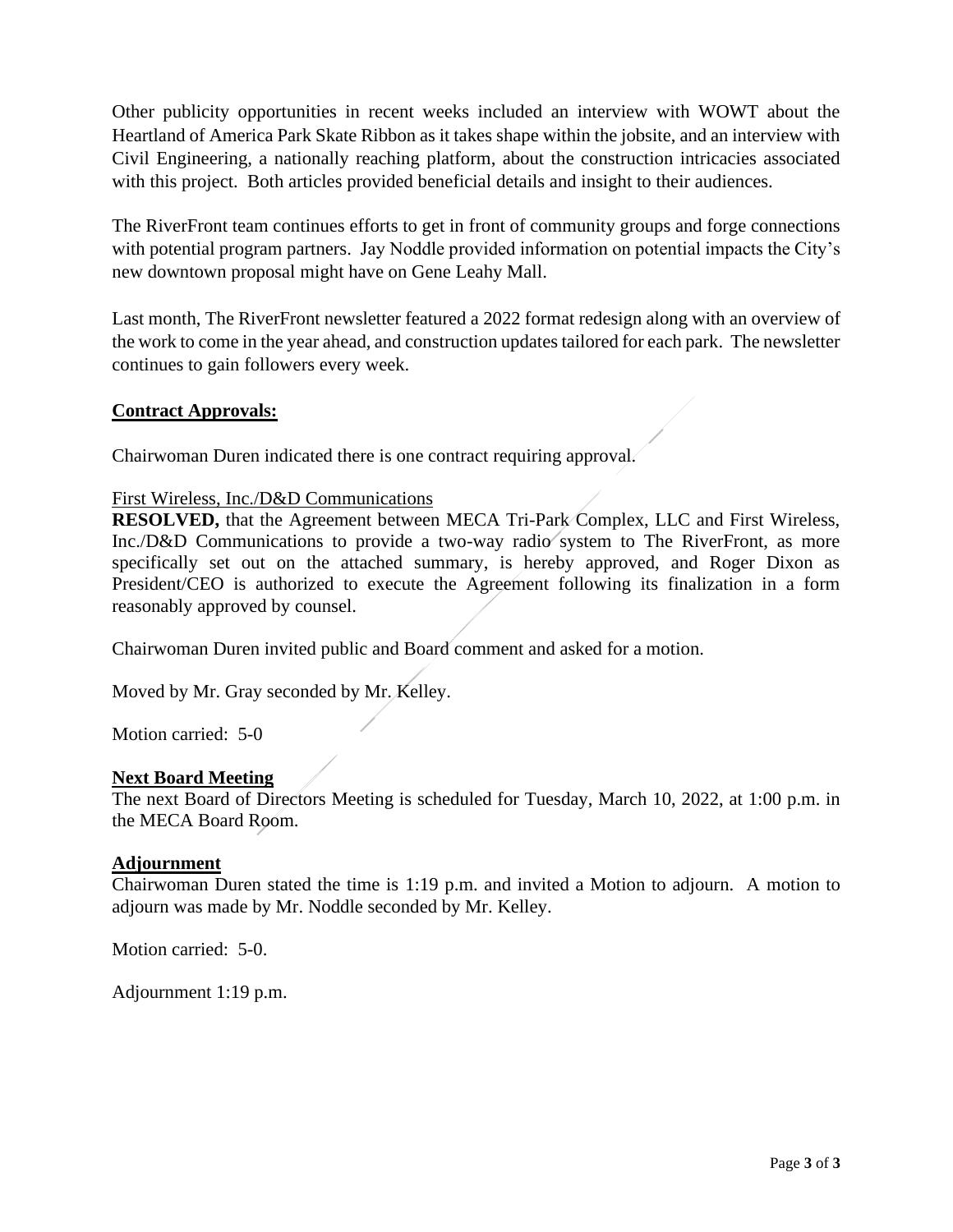Other publicity opportunities in recent weeks included an interview with WOWT about the Heartland of America Park Skate Ribbon as it takes shape within the jobsite, and an interview with Civil Engineering, a nationally reaching platform, about the construction intricacies associated with this project. Both articles provided beneficial details and insight to their audiences.

The RiverFront team continues efforts to get in front of community groups and forge connections with potential program partners. Jay Noddle provided information on potential impacts the City's new downtown proposal might have on Gene Leahy Mall.

Last month, The RiverFront newsletter featured a 2022 format redesign along with an overview of the work to come in the year ahead, and construction updates tailored for each park. The newsletter continues to gain followers every week.

**Contract Approvals:**

Chairwoman Duren indicated there is one contract requiring approval.

First Wireless, Inc./D&D Communications

**RESOLVED,** that the Agreement between MECA Tri-Park Complex, LLC and First Wireless, Inc./D&D Communications to provide a two-way radio system to The RiverFront, as more specifically set out on the attached summary, is hereby approved, and Roger Dixon as President/CEO is authorized to execute the Agreement following its finalization in a form reasonably approved by counsel.

Chairwoman Duren invited public and Board comment and asked for a motion.

Moved by Mr. Gray seconded by Mr. Kelley.

Motion carried: 5-0

**Next Board Meeting**

The next Board of Directors Meeting is scheduled for Tuesday, March 10, 2022, at 1:00 p.m. in the MECA Board Room.

**Adjournment**

Chairwoman Duren stated the time is 1:19 p.m. and invited a Motion to adjourn. A motion to adjourn was made by Mr. Noddle seconded by Mr. Kelley.

Motion carried: 5-0.

Adjournment 1:19 p.m.